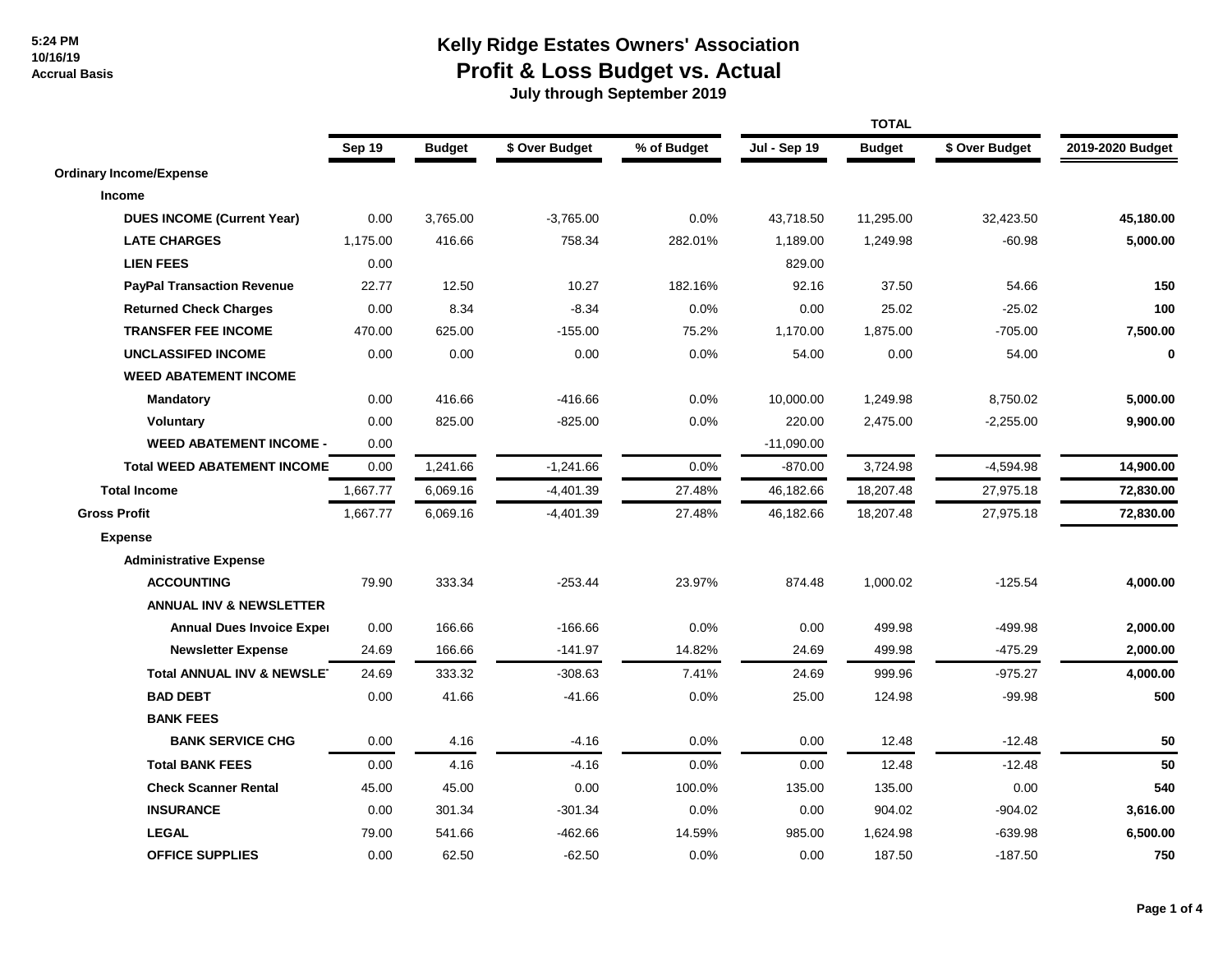5:24 PM
10/16/19
Accrual Basis

# Kelly Ridge Estates Owners' Association
## Profit & Loss Budget vs. Actual
### July through September 2019

| | Sep 19 | Budget | $ Over Budget | % of Budget | TOTAL Jul - Sep 19 | Budget | $ Over Budget | 2019-2020 Budget |
|---|---|---|---|---|---|---|---|---|
| **Ordinary Income/Expense** | | | | | | | | |
| **Income** | | | | | | | | |
| **DUES INCOME (Current Year)** | 0.00 | 3,765.00 | -3,765.00 | 0.0% | 43,718.50 | 11,295.00 | 32,423.50 | **45,180.00** |
| **LATE CHARGES** | 1,175.00 | 416.66 | 758.34 | 282.01% | 1,189.00 | 1,249.98 | -60.98 | **5,000.00** |
| **LIEN FEES** | 0.00 | | | | 829.00 | | | |
| **PayPal Transaction Revenue** | 22.77 | 12.50 | 10.27 | 182.16% | 92.16 | 37.50 | 54.66 | **150** |
| **Returned Check Charges** | 0.00 | 8.34 | -8.34 | 0.0% | 0.00 | 25.02 | -25.02 | **100** |
| **TRANSFER FEE INCOME** | 470.00 | 625.00 | -155.00 | 75.2% | 1,170.00 | 1,875.00 | -705.00 | **7,500.00** |
| **UNCLASSIFED INCOME** | 0.00 | 0.00 | 0.00 | 0.0% | 54.00 | 0.00 | 54.00 | **0** |
| **WEED ABATEMENT INCOME** | | | | | | | | |
| **Mandatory** | 0.00 | 416.66 | -416.66 | 0.0% | 10,000.00 | 1,249.98 | 8,750.02 | **5,000.00** |
| **Voluntary** | 0.00 | 825.00 | -825.00 | 0.0% | 220.00 | 2,475.00 | -2,255.00 | **9,900.00** |
| **WEED ABATEMENT INCOME -** | 0.00 | | | | -11,090.00 | | | |
| **Total WEED ABATEMENT INCOME** | 0.00 | 1,241.66 | -1,241.66 | 0.0% | -870.00 | 3,724.98 | -4,594.98 | **14,900.00** |
| **Total Income** | 1,667.77 | 6,069.16 | -4,401.39 | 27.48% | 46,182.66 | 18,207.48 | 27,975.18 | **72,830.00** |
| **Gross Profit** | 1,667.77 | 6,069.16 | -4,401.39 | 27.48% | 46,182.66 | 18,207.48 | 27,975.18 | **72,830.00** |
| **Expense** | | | | | | | | |
| **Administrative Expense** | | | | | | | | |
| **ACCOUNTING** | 79.90 | 333.34 | -253.44 | 23.97% | 874.48 | 1,000.02 | -125.54 | **4,000.00** |
| **ANNUAL INV & NEWSLETTER** | | | | | | | | |
| **Annual Dues Invoice Exper** | 0.00 | 166.66 | -166.66 | 0.0% | 0.00 | 499.98 | -499.98 | **2,000.00** |
| **Newsletter Expense** | 24.69 | 166.66 | -141.97 | 14.82% | 24.69 | 499.98 | -475.29 | **2,000.00** |
| **Total ANNUAL INV & NEWSLET** | 24.69 | 333.32 | -308.63 | 7.41% | 24.69 | 999.96 | -975.27 | **4,000.00** |
| **BAD DEBT** | 0.00 | 41.66 | -41.66 | 0.0% | 25.00 | 124.98 | -99.98 | **500** |
| **BANK FEES** | | | | | | | | |
| **BANK SERVICE CHG** | 0.00 | 4.16 | -4.16 | 0.0% | 0.00 | 12.48 | -12.48 | **50** |
| **Total BANK FEES** | 0.00 | 4.16 | -4.16 | 0.0% | 0.00 | 12.48 | -12.48 | **50** |
| **Check Scanner Rental** | 45.00 | 45.00 | 0.00 | 100.0% | 135.00 | 135.00 | 0.00 | **540** |
| **INSURANCE** | 0.00 | 301.34 | -301.34 | 0.0% | 0.00 | 904.02 | -904.02 | **3,616.00** |
| **LEGAL** | 79.00 | 541.66 | -462.66 | 14.59% | 985.00 | 1,624.98 | -639.98 | **6,500.00** |
| **OFFICE SUPPLIES** | 0.00 | 62.50 | -62.50 | 0.0% | 0.00 | 187.50 | -187.50 | **750** |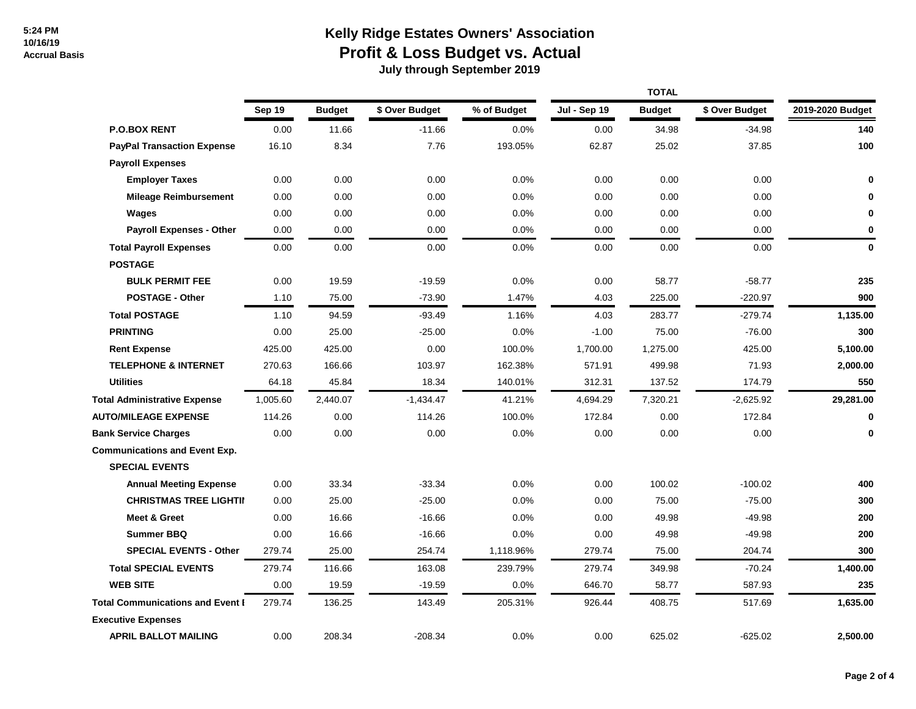5:24 PM
10/16/19
Accrual Basis

# Kelly Ridge Estates Owners' Association
## Profit & Loss Budget vs. Actual
### July through September 2019

| | Sep 19 | Budget | $ Over Budget | % of Budget | TOTAL Jul - Sep 19 | Budget | $ Over Budget | 2019-2020 Budget |
|---|---|---|---|---|---|---|---|---|
| **P.O.BOX RENT** | 0.00 | 11.66 | -11.66 | 0.0% | 0.00 | 34.98 | -34.98 | **140** |
| **PayPal Transaction Expense** | 16.10 | 8.34 | 7.76 | 193.05% | 62.87 | 25.02 | 37.85 | **100** |
| **Payroll Expenses** | | | | | | | | |
| **Employer Taxes** | 0.00 | 0.00 | 0.00 | 0.0% | 0.00 | 0.00 | 0.00 | **0** |
| **Mileage Reimbursement** | 0.00 | 0.00 | 0.00 | 0.0% | 0.00 | 0.00 | 0.00 | **0** |
| **Wages** | 0.00 | 0.00 | 0.00 | 0.0% | 0.00 | 0.00 | 0.00 | **0** |
| **Payroll Expenses - Other** | 0.00 | 0.00 | 0.00 | 0.0% | 0.00 | 0.00 | 0.00 | **0** |
| **Total Payroll Expenses** | 0.00 | 0.00 | 0.00 | 0.0% | 0.00 | 0.00 | 0.00 | **0** |
| **POSTAGE** | | | | | | | | |
| **BULK PERMIT FEE** | 0.00 | 19.59 | -19.59 | 0.0% | 0.00 | 58.77 | -58.77 | **235** |
| **POSTAGE - Other** | 1.10 | 75.00 | -73.90 | 1.47% | 4.03 | 225.00 | -220.97 | **900** |
| **Total POSTAGE** | 1.10 | 94.59 | -93.49 | 1.16% | 4.03 | 283.77 | -279.74 | **1,135.00** |
| **PRINTING** | 0.00 | 25.00 | -25.00 | 0.0% | -1.00 | 75.00 | -76.00 | **300** |
| **Rent Expense** | 425.00 | 425.00 | 0.00 | 100.0% | 1,700.00 | 1,275.00 | 425.00 | **5,100.00** |
| **TELEPHONE & INTERNET** | 270.63 | 166.66 | 103.97 | 162.38% | 571.91 | 499.98 | 71.93 | **2,000.00** |
| **Utilities** | 64.18 | 45.84 | 18.34 | 140.01% | 312.31 | 137.52 | 174.79 | **550** |
| **Total Administrative Expense** | 1,005.60 | 2,440.07 | -1,434.47 | 41.21% | 4,694.29 | 7,320.21 | -2,625.92 | **29,281.00** |
| **AUTO/MILEAGE EXPENSE** | 114.26 | 0.00 | 114.26 | 100.0% | 172.84 | 0.00 | 172.84 | **0** |
| **Bank Service Charges** | 0.00 | 0.00 | 0.00 | 0.0% | 0.00 | 0.00 | 0.00 | **0** |
| **Communications and Event Exp.** | | | | | | | | |
| **SPECIAL EVENTS** | | | | | | | | |
| **Annual Meeting Expense** | 0.00 | 33.34 | -33.34 | 0.0% | 0.00 | 100.02 | -100.02 | **400** |
| **CHRISTMAS TREE LIGHTII** | 0.00 | 25.00 | -25.00 | 0.0% | 0.00 | 75.00 | -75.00 | **300** |
| **Meet & Greet** | 0.00 | 16.66 | -16.66 | 0.0% | 0.00 | 49.98 | -49.98 | **200** |
| **Summer BBQ** | 0.00 | 16.66 | -16.66 | 0.0% | 0.00 | 49.98 | -49.98 | **200** |
| **SPECIAL EVENTS - Other** | 279.74 | 25.00 | 254.74 | 1,118.96% | 279.74 | 75.00 | 204.74 | **300** |
| **Total SPECIAL EVENTS** | 279.74 | 116.66 | 163.08 | 239.79% | 279.74 | 349.98 | -70.24 | **1,400.00** |
| **WEB SITE** | 0.00 | 19.59 | -19.59 | 0.0% | 646.70 | 58.77 | 587.93 | **235** |
| **Total Communications and Event I** | 279.74 | 136.25 | 143.49 | 205.31% | 926.44 | 408.75 | 517.69 | **1,635.00** |
| **Executive Expenses** | | | | | | | | |
| **APRIL BALLOT MAILING** | 0.00 | 208.34 | -208.34 | 0.0% | 0.00 | 625.02 | -625.02 | **2,500.00** |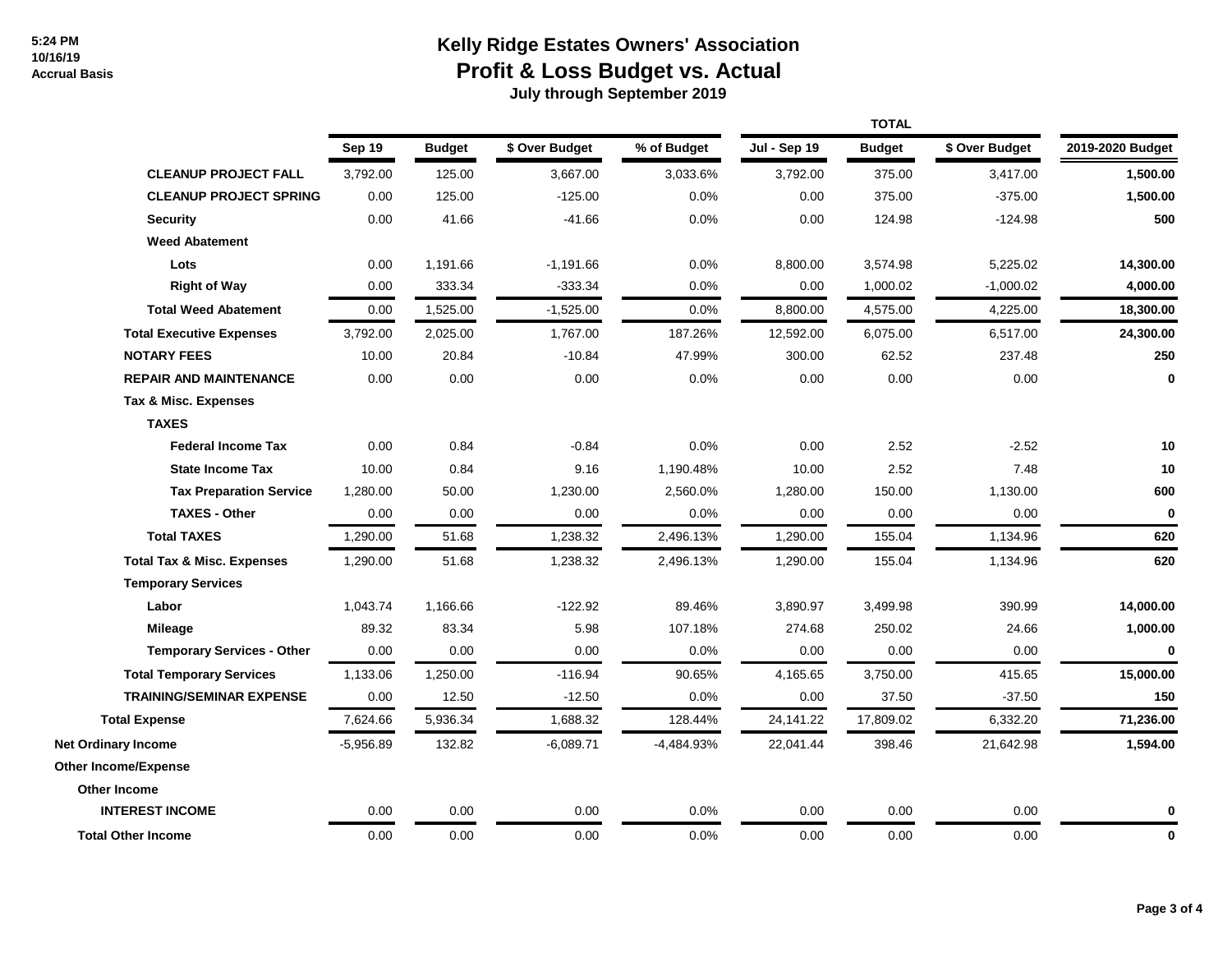# Kelly Ridge Estates Owners' Association

## Profit & Loss Budget vs. Actual

### July through September 2019

5:24 PM
10/16/19
Accrual Basis

| | Sep 19 | Budget | $ Over Budget | % of Budget | Jul - Sep 19 | Budget | $ Over Budget | 2019-2020 Budget |
|---|---|---|---|---|---|---|---|---|
| | | | | | TOTAL | | | |
| **CLEANUP PROJECT FALL** | 3,792.00 | 125.00 | 3,667.00 | 3,033.6% | 3,792.00 | 375.00 | 3,417.00 | **1,500.00** |
| **CLEANUP PROJECT SPRING** | 0.00 | 125.00 | -125.00 | 0.0% | 0.00 | 375.00 | -375.00 | **1,500.00** |
| **Security** | 0.00 | 41.66 | -41.66 | 0.0% | 0.00 | 124.98 | -124.98 | **500** |
| **Weed Abatement** | | | | | | | | |
| **Lots** | 0.00 | 1,191.66 | -1,191.66 | 0.0% | 8,800.00 | 3,574.98 | 5,225.02 | **14,300.00** |
| **Right of Way** | 0.00 | 333.34 | -333.34 | 0.0% | 0.00 | 1,000.02 | -1,000.02 | **4,000.00** |
| **Total Weed Abatement** | 0.00 | 1,525.00 | -1,525.00 | 0.0% | 8,800.00 | 4,575.00 | 4,225.00 | **18,300.00** |
| **Total Executive Expenses** | 3,792.00 | 2,025.00 | 1,767.00 | 187.26% | 12,592.00 | 6,075.00 | 6,517.00 | **24,300.00** |
| **NOTARY FEES** | 10.00 | 20.84 | -10.84 | 47.99% | 300.00 | 62.52 | 237.48 | **250** |
| **REPAIR AND MAINTENANCE** | 0.00 | 0.00 | 0.00 | 0.0% | 0.00 | 0.00 | 0.00 | **0** |
| **Tax & Misc. Expenses** | | | | | | | | |
| **TAXES** | | | | | | | | |
| **Federal Income Tax** | 0.00 | 0.84 | -0.84 | 0.0% | 0.00 | 2.52 | -2.52 | **10** |
| **State Income Tax** | 10.00 | 0.84 | 9.16 | 1,190.48% | 10.00 | 2.52 | 7.48 | **10** |
| **Tax Preparation Service** | 1,280.00 | 50.00 | 1,230.00 | 2,560.0% | 1,280.00 | 150.00 | 1,130.00 | **600** |
| **TAXES - Other** | 0.00 | 0.00 | 0.00 | 0.0% | 0.00 | 0.00 | 0.00 | **0** |
| **Total TAXES** | 1,290.00 | 51.68 | 1,238.32 | 2,496.13% | 1,290.00 | 155.04 | 1,134.96 | **620** |
| **Total Tax & Misc. Expenses** | 1,290.00 | 51.68 | 1,238.32 | 2,496.13% | 1,290.00 | 155.04 | 1,134.96 | **620** |
| **Temporary Services** | | | | | | | | |
| **Labor** | 1,043.74 | 1,166.66 | -122.92 | 89.46% | 3,890.97 | 3,499.98 | 390.99 | **14,000.00** |
| **Mileage** | 89.32 | 83.34 | 5.98 | 107.18% | 274.68 | 250.02 | 24.66 | **1,000.00** |
| **Temporary Services - Other** | 0.00 | 0.00 | 0.00 | 0.0% | 0.00 | 0.00 | 0.00 | **0** |
| **Total Temporary Services** | 1,133.06 | 1,250.00 | -116.94 | 90.65% | 4,165.65 | 3,750.00 | 415.65 | **15,000.00** |
| **TRAINING/SEMINAR EXPENSE** | 0.00 | 12.50 | -12.50 | 0.0% | 0.00 | 37.50 | -37.50 | **150** |
| **Total Expense** | 7,624.66 | 5,936.34 | 1,688.32 | 128.44% | 24,141.22 | 17,809.02 | 6,332.20 | **71,236.00** |
| **Net Ordinary Income** | -5,956.89 | 132.82 | -6,089.71 | -4,484.93% | 22,041.44 | 398.46 | 21,642.98 | **1,594.00** |
| **Other Income/Expense** | | | | | | | | |
| **Other Income** | | | | | | | | |
| **INTEREST INCOME** | 0.00 | 0.00 | 0.00 | 0.0% | 0.00 | 0.00 | 0.00 | **0** |
| **Total Other Income** | 0.00 | 0.00 | 0.00 | 0.0% | 0.00 | 0.00 | 0.00 | **0** |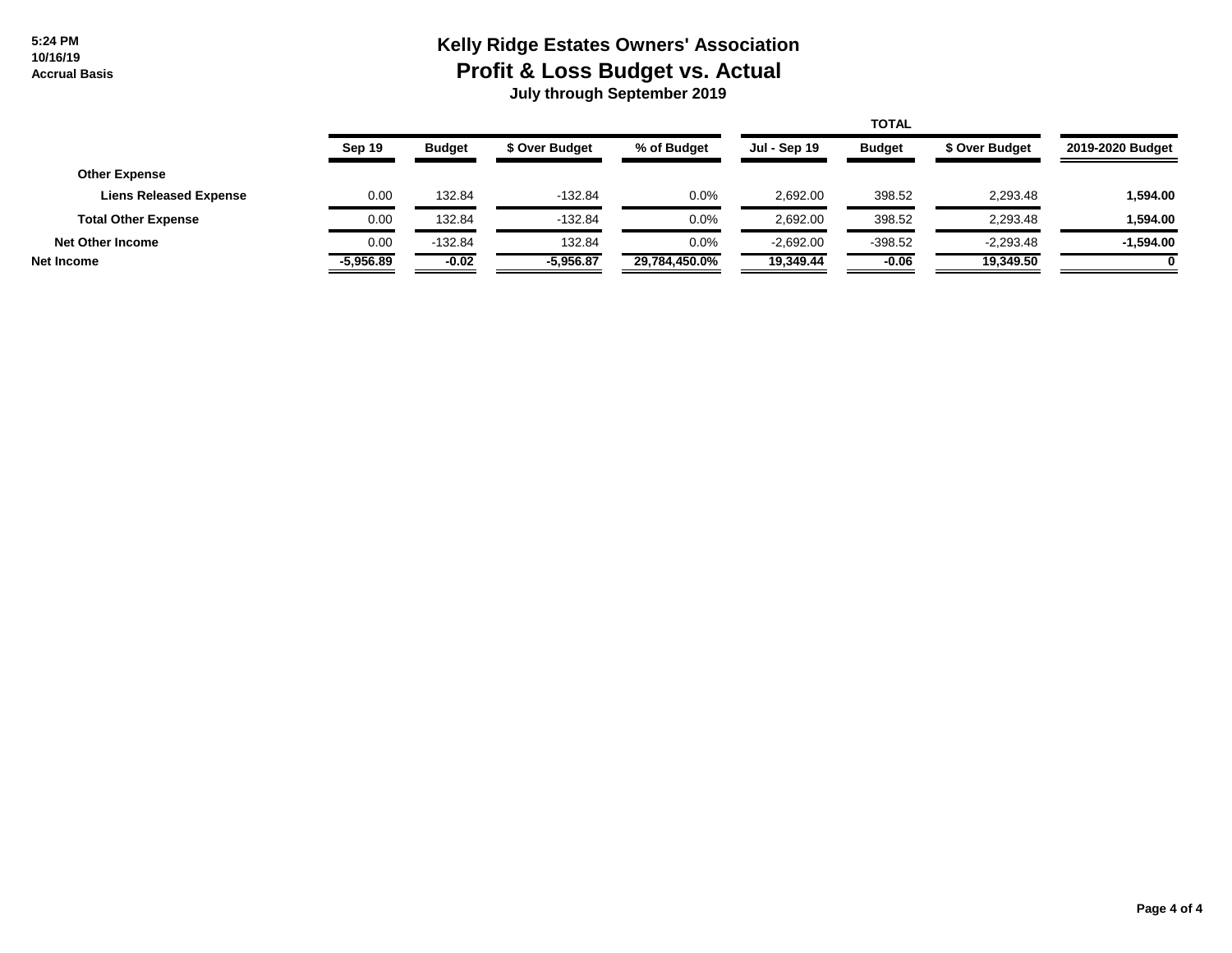5:24 PM
10/16/19
Accrual Basis

# Kelly Ridge Estates Owners' Association
## Profit & Loss Budget vs. Actual
### July through September 2019

| | Sep 19 | Budget | $ Over Budget | % of Budget | TOTAL Jul - Sep 19 | Budget | $ Over Budget | 2019-2020 Budget |
|---|---|---|---|---|---|---|---|---|
| **Other Expense** | | | | | | | | |
| **Liens Released Expense** | 0.00 | 132.84 | -132.84 | 0.0% | 2,692.00 | 398.52 | 2,293.48 | **1,594.00** |
| **Total Other Expense** | 0.00 | 132.84 | -132.84 | 0.0% | 2,692.00 | 398.52 | 2,293.48 | **1,594.00** |
| **Net Other Income** | 0.00 | -132.84 | 132.84 | 0.0% | -2,692.00 | -398.52 | -2,293.48 | **-1,594.00** |
| **Net Income** | **-5,956.89** | **-0.02** | **-5,956.87** | **29,784,450.0%** | **19,349.44** | **-0.06** | **19,349.50** | **0** |